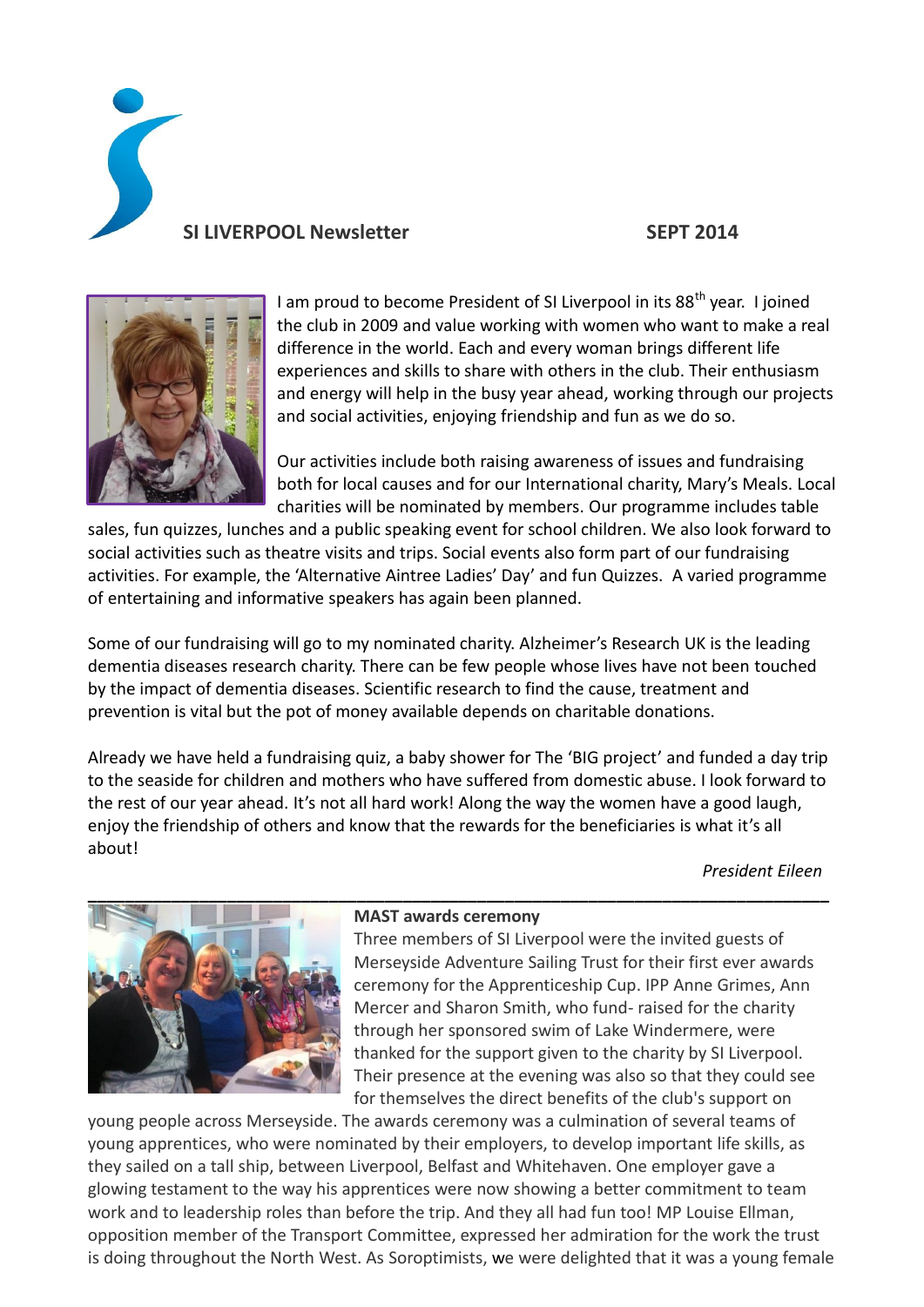# SI LIVERPOOL Newsletter SEPT 2014

I am proud to become President of SI Liverpool in its 88th year. I joined the club in 2009 and value working with women who want to make a real difference in the world. Each and every woman brings different life experiences and skills to share with others in the club. Their enthusiasm and energy will help in the busy year ahead, working through our projects and social activities, enjoying friendship and fun as we do so.

Our activities include both raising awareness of issues and fundraising both for local causes and for our International charity, Mary's Meals. Local charities will be nominated by members. Our programme includes table sales, fun quizzes, lunches and a public speaking event for school children. We also look forward to social activities such as theatre visits and trips. Social events also form part of our fundraising activities. For example, the 'Alternative Aintree Ladies' Day' and fun Quizzes. A varied programme of entertaining and informative speakers has again been planned.

Some of our fundraising will go to my nominated charity. Alzheimer's Research UK is the leading dementia diseases research charity. There can be few people whose lives have not been touched by the impact of dementia diseases. Scientific research to find the cause, treatment and prevention is vital but the pot of money available depends on charitable donations.

Already we have held a fundraising quiz, a baby shower for The 'BIG project' and funded a day trip to the seaside for children and mothers who have suffered from domestic abuse. I look forward to the rest of our year ahead. It's not all hard work! Along the way the women have a good laugh, enjoy the friendship of others and know that the rewards for the beneficiaries is what it's all about!

*President Eileen*

---

**MAST awards ceremony**

Three members of SI Liverpool were the invited guests of Merseyside Adventure Sailing Trust for their first ever awards ceremony for the Apprenticeship Cup. IPP Anne Grimes, Ann Mercer and Sharon Smith, who fund- raised for the charity through her sponsored swim of Lake Windermere, were thanked for the support given to the charity by SI Liverpool. Their presence at the evening was also so that they could see for themselves the direct benefits of the club's support on young people across Merseyside. The awards ceremony was a culmination of several teams of young apprentices, who were nominated by their employers, to develop important life skills, as they sailed on a tall ship, between Liverpool, Belfast and Whitehaven. One employer gave a glowing testament to the way his apprentices were now showing a better commitment to team work and to leadership roles than before the trip. And they all had fun too! MP Louise Ellman, opposition member of the Transport Committee, expressed her admiration for the work the trust is doing throughout the North West. As Soroptimists, we were delighted that it was a young female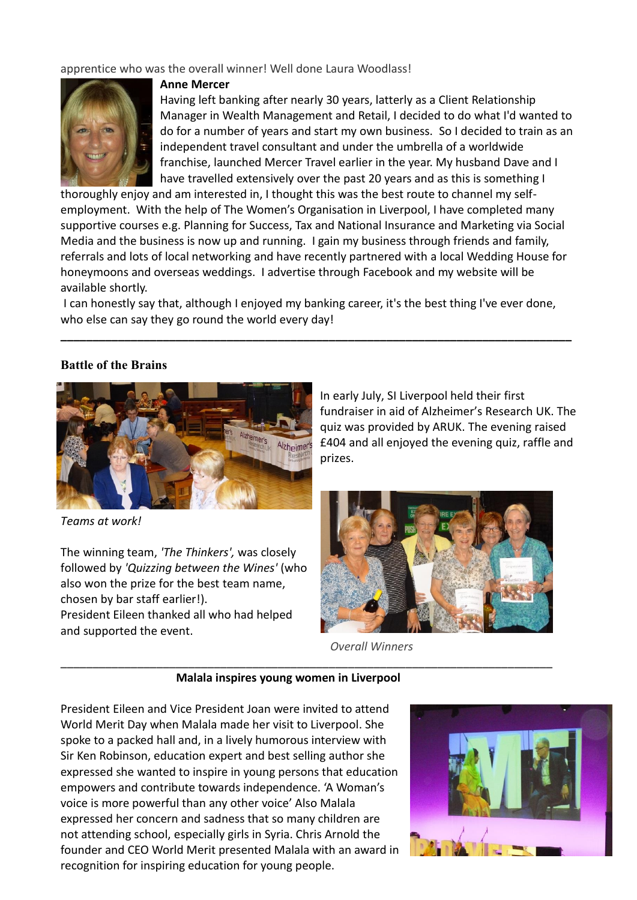apprentice who was the overall winner! Well done Laura Woodlass!

**Anne Mercer**

Having left banking after nearly 30 years, latterly as a Client Relationship Manager in Wealth Management and Retail, I decided to do what I'd wanted to do for a number of years and start my own business. So I decided to train as an independent travel consultant and under the umbrella of a worldwide franchise, launched Mercer Travel earlier in the year. My husband Dave and I have travelled extensively over the past 20 years and as this is something I thoroughly enjoy and am interested in, I thought this was the best route to channel my self-employment. With the help of The Women's Organisation in Liverpool, I have completed many supportive courses e.g. Planning for Success, Tax and National Insurance and Marketing via Social Media and the business is now up and running. I gain my business through friends and family, referrals and lots of local networking and have recently partnered with a local Wedding House for honeymoons and overseas weddings. I advertise through Facebook and my website will be available shortly.

I can honestly say that, although I enjoyed my banking career, it's the best thing I've ever done, who else can say they go round the world every day!

---

**Battle of the Brains**

In early July, SI Liverpool held their first fundraiser in aid of Alzheimer's Research UK. The quiz was provided by ARUK. The evening raised £404 and all enjoyed the evening quiz, raffle and prizes.

*Teams at work!*

The winning team, *'The Thinkers',* was closely followed by *'Quizzing between the Wines'* (who also won the prize for the best team name, chosen by bar staff earlier!). President Eileen thanked all who had helped and supported the event.

*Overall Winners*

---

**Malala inspires young women in Liverpool**

President Eileen and Vice President Joan were invited to attend World Merit Day when Malala made her visit to Liverpool. She spoke to a packed hall and, in a lively humorous interview with Sir Ken Robinson, education expert and best selling author she expressed she wanted to inspire in young persons that education empowers and contribute towards independence. 'A Woman's voice is more powerful than any other voice' Also Malala expressed her concern and sadness that so many children are not attending school, especially girls in Syria. Chris Arnold the founder and CEO World Merit presented Malala with an award in recognition for inspiring education for young people.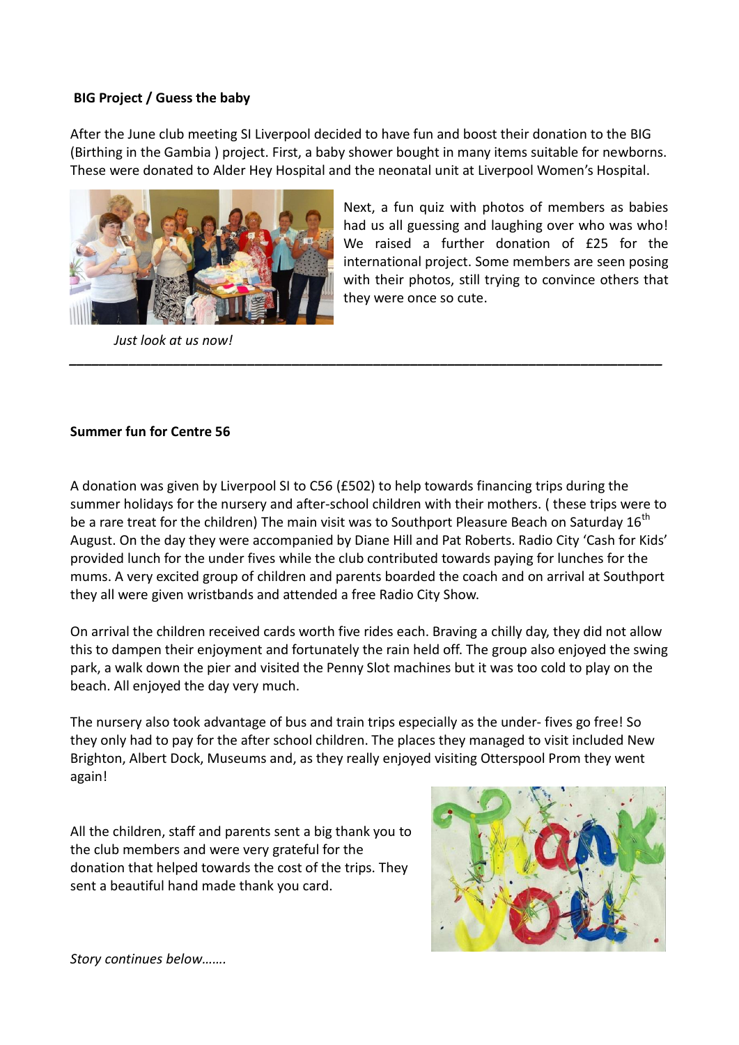## BIG Project / Guess the baby

After the June club meeting SI Liverpool decided to have fun and boost their donation to the BIG (Birthing in the Gambia ) project. First, a baby shower bought in many items suitable for newborns. These were donated to Alder Hey Hospital and the neonatal unit at Liverpool Women's Hospital.

Next, a fun quiz with photos of members as babies had us all guessing and laughing over who was who! We raised a further donation of £25 for the international project. Some members are seen posing with their photos, still trying to convince others that they were once so cute.

*Just look at us now!*

---

## Summer fun for Centre 56

A donation was given by Liverpool SI to C56 (£502) to help towards financing trips during the summer holidays for the nursery and after-school children with their mothers. ( these trips were to be a rare treat for the children) The main visit was to Southport Pleasure Beach on Saturday 16th August. On the day they were accompanied by Diane Hill and Pat Roberts. Radio City 'Cash for Kids' provided lunch for the under fives while the club contributed towards paying for lunches for the mums. A very excited group of children and parents boarded the coach and on arrival at Southport they all were given wristbands and attended a free Radio City Show.

On arrival the children received cards worth five rides each. Braving a chilly day, they did not allow this to dampen their enjoyment and fortunately the rain held off. The group also enjoyed the swing park, a walk down the pier and visited the Penny Slot machines but it was too cold to play on the beach. All enjoyed the day very much.

The nursery also took advantage of bus and train trips especially as the under- fives go free! So they only had to pay for the after school children. The places they managed to visit included New Brighton, Albert Dock, Museums and, as they really enjoyed visiting Otterspool Prom they went again!

All the children, staff and parents sent a big thank you to the club members and were very grateful for the donation that helped towards the cost of the trips. They sent a beautiful hand made thank you card.

*Story continues below…….*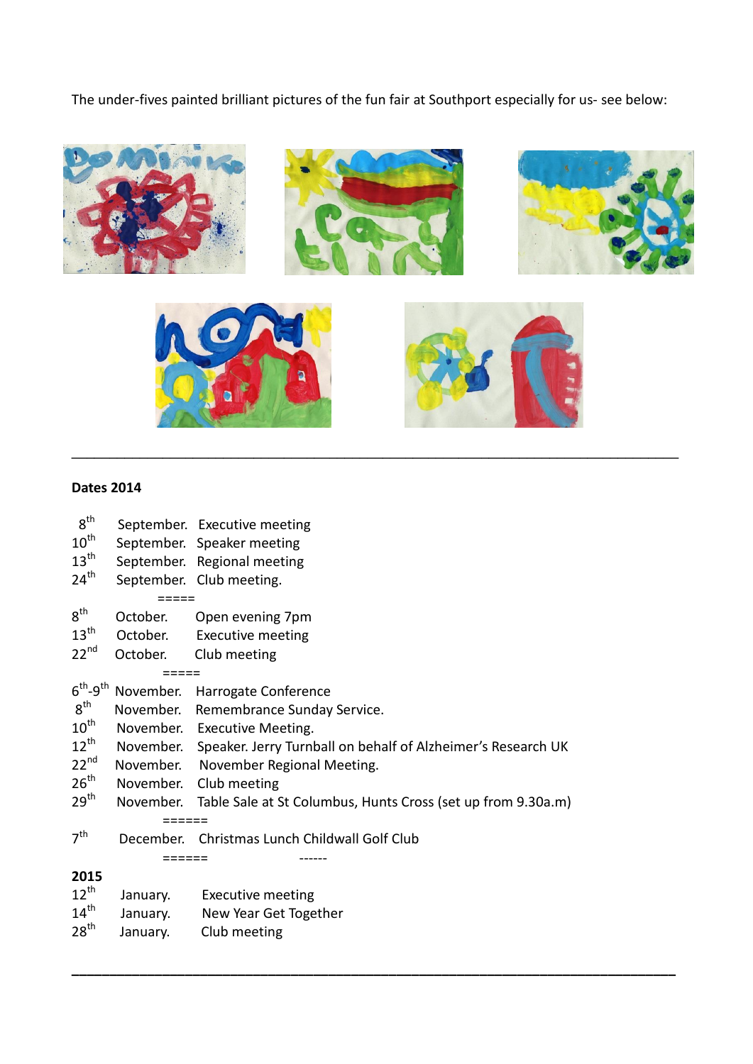The under-fives painted brilliant pictures of the fun fair at Southport especially for us- see below:

---

**Dates 2014**

| | | |
|---|---|---|
| 8th | September. | Executive meeting |
| 10th | September. | Speaker meeting |
| 13th | September. | Regional meeting |
| 24th | September. | Club meeting. |
| | ===== | |
| 8th | October. | Open evening 7pm |
| 13th | October. | Executive meeting |
| 22nd | October. | Club meeting |
| | ===== | |
| 6th-9th | November. | Harrogate Conference |
| 8th | November. | Remembrance Sunday Service. |
| 10th | November. | Executive Meeting. |
| 12th | November. | Speaker. Jerry Turnball on behalf of Alzheimer's Research UK |
| 22nd | November. | November Regional Meeting. |
| 26th | November. | Club meeting |
| 29th | November. | Table Sale at St Columbus, Hunts Cross (set up from 9.30a.m) |
| | ====== | |
| 7th | December. | Christmas Lunch Childwall Golf Club |
| | ====== | ------ |

**2015**

| | | |
|---|---|---|
| 12th | January. | Executive meeting |
| 14th | January. | New Year Get Together |
| 28th | January. | Club meeting |

---